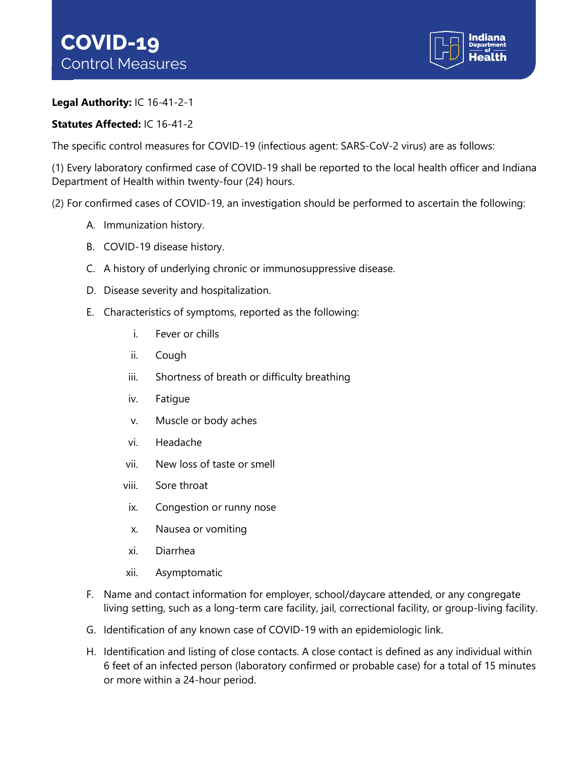# COVID-19
## Control Measures

**Legal Authority:** IC 16-41-2-1

**Statutes Affected:** IC 16-41-2

The specific control measures for COVID-19 (infectious agent: SARS-CoV-2 virus) are as follows:

(1) Every laboratory confirmed case of COVID-19 shall be reported to the local health officer and Indiana Department of Health within twenty-four (24) hours.

(2) For confirmed cases of COVID-19, an investigation should be performed to ascertain the following:

A. Immunization history.

B. COVID-19 disease history.

C. A history of underlying chronic or immunosuppressive disease.

D. Disease severity and hospitalization.

E. Characteristics of symptoms, reported as the following:

   i. Fever or chills

   ii. Cough

   iii. Shortness of breath or difficulty breathing

   iv. Fatigue

   v. Muscle or body aches

   vi. Headache

   vii. New loss of taste or smell

   viii. Sore throat

   ix. Congestion or runny nose

   x. Nausea or vomiting

   xi. Diarrhea

   xii. Asymptomatic

F. Name and contact information for employer, school/daycare attended, or any congregate living setting, such as a long-term care facility, jail, correctional facility, or group-living facility.

G. Identification of any known case of COVID-19 with an epidemiologic link.

H. Identification and listing of close contacts. A close contact is defined as any individual within 6 feet of an infected person (laboratory confirmed or probable case) for a total of 15 minutes or more within a 24-hour period.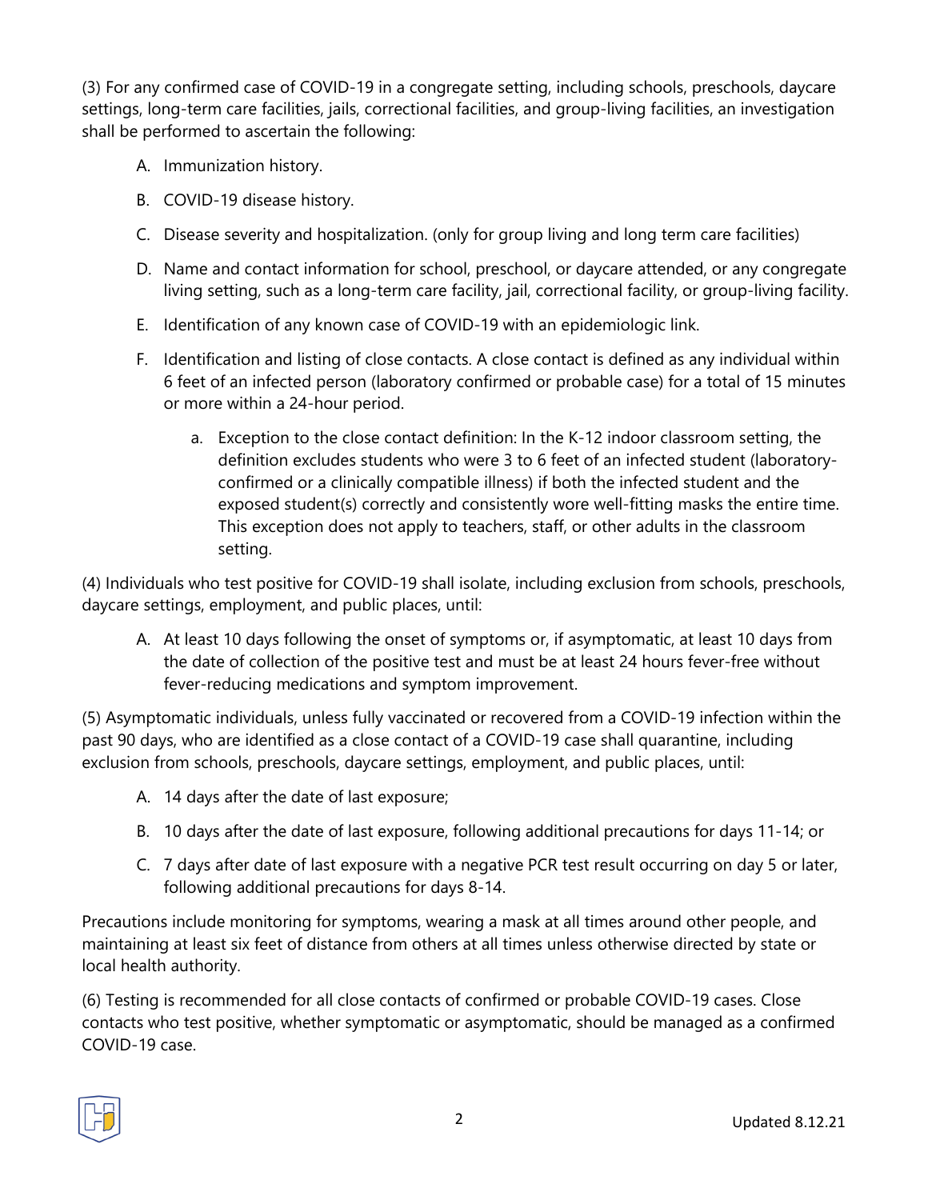(3) For any confirmed case of COVID-19 in a congregate setting, including schools, preschools, daycare settings, long-term care facilities, jails, correctional facilities, and group-living facilities, an investigation shall be performed to ascertain the following:

A. Immunization history.

B. COVID-19 disease history.

C. Disease severity and hospitalization. (only for group living and long term care facilities)

D. Name and contact information for school, preschool, or daycare attended, or any congregate living setting, such as a long-term care facility, jail, correctional facility, or group-living facility.

E. Identification of any known case of COVID-19 with an epidemiologic link.

F. Identification and listing of close contacts. A close contact is defined as any individual within 6 feet of an infected person (laboratory confirmed or probable case) for a total of 15 minutes or more within a 24-hour period.

   a. Exception to the close contact definition: In the K-12 indoor classroom setting, the definition excludes students who were 3 to 6 feet of an infected student (laboratory-confirmed or a clinically compatible illness) if both the infected student and the exposed student(s) correctly and consistently wore well-fitting masks the entire time. This exception does not apply to teachers, staff, or other adults in the classroom setting.

(4) Individuals who test positive for COVID-19 shall isolate, including exclusion from schools, preschools, daycare settings, employment, and public places, until:

A. At least 10 days following the onset of symptoms or, if asymptomatic, at least 10 days from the date of collection of the positive test and must be at least 24 hours fever-free without fever-reducing medications and symptom improvement.

(5) Asymptomatic individuals, unless fully vaccinated or recovered from a COVID-19 infection within the past 90 days, who are identified as a close contact of a COVID-19 case shall quarantine, including exclusion from schools, preschools, daycare settings, employment, and public places, until:

A. 14 days after the date of last exposure;

B. 10 days after the date of last exposure, following additional precautions for days 11-14; or

C. 7 days after date of last exposure with a negative PCR test result occurring on day 5 or later, following additional precautions for days 8-14.

Precautions include monitoring for symptoms, wearing a mask at all times around other people, and maintaining at least six feet of distance from others at all times unless otherwise directed by state or local health authority.

(6) Testing is recommended for all close contacts of confirmed or probable COVID-19 cases. Close contacts who test positive, whether symptomatic or asymptomatic, should be managed as a confirmed COVID-19 case.

Updated 8.12.21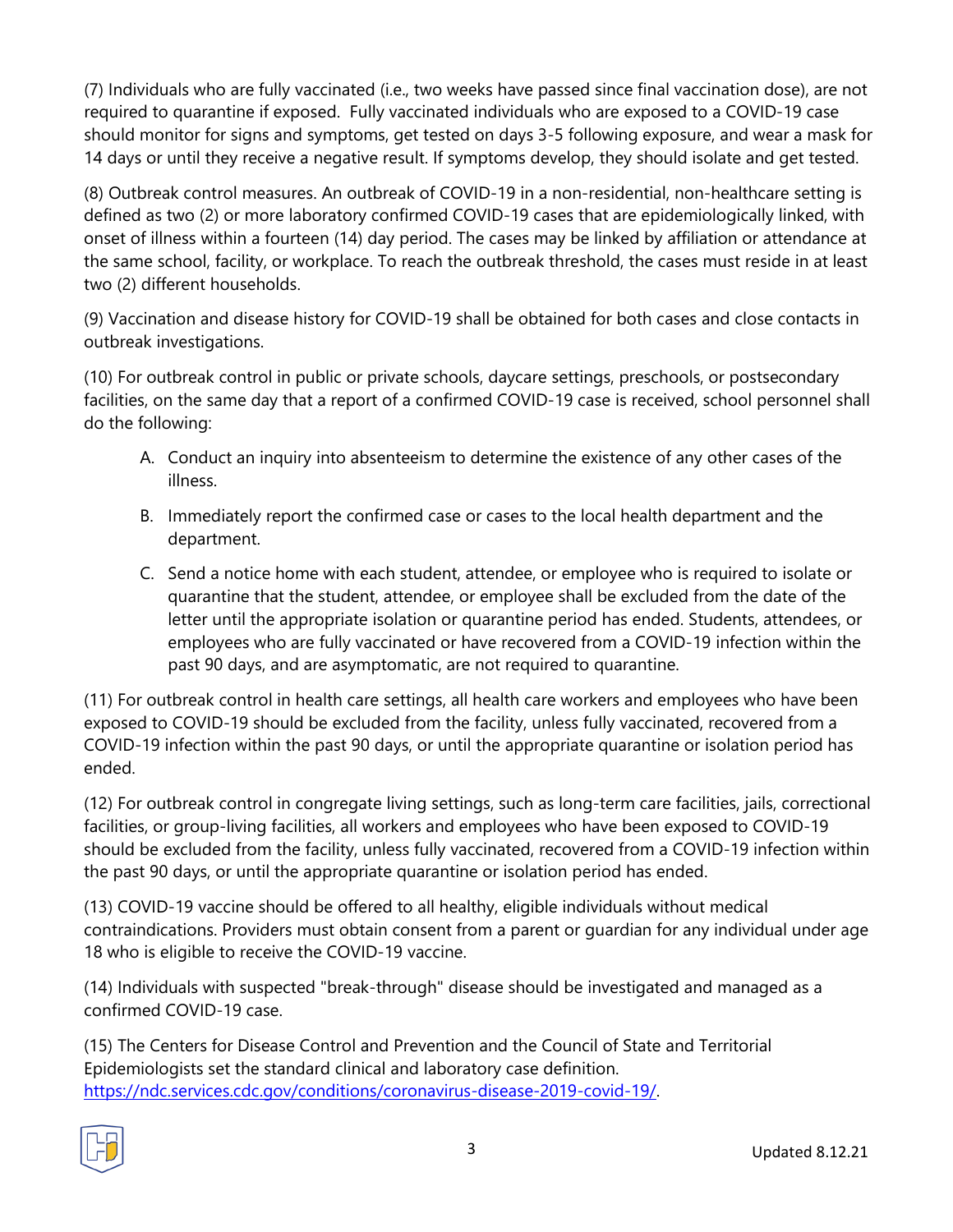(7) Individuals who are fully vaccinated (i.e., two weeks have passed since final vaccination dose), are not required to quarantine if exposed. Fully vaccinated individuals who are exposed to a COVID-19 case should monitor for signs and symptoms, get tested on days 3-5 following exposure, and wear a mask for 14 days or until they receive a negative result. If symptoms develop, they should isolate and get tested.

(8) Outbreak control measures. An outbreak of COVID-19 in a non-residential, non-healthcare setting is defined as two (2) or more laboratory confirmed COVID-19 cases that are epidemiologically linked, with onset of illness within a fourteen (14) day period. The cases may be linked by affiliation or attendance at the same school, facility, or workplace. To reach the outbreak threshold, the cases must reside in at least two (2) different households.

(9) Vaccination and disease history for COVID-19 shall be obtained for both cases and close contacts in outbreak investigations.

(10) For outbreak control in public or private schools, daycare settings, preschools, or postsecondary facilities, on the same day that a report of a confirmed COVID-19 case is received, school personnel shall do the following:

A. Conduct an inquiry into absenteeism to determine the existence of any other cases of the illness.

B. Immediately report the confirmed case or cases to the local health department and the department.

C. Send a notice home with each student, attendee, or employee who is required to isolate or quarantine that the student, attendee, or employee shall be excluded from the date of the letter until the appropriate isolation or quarantine period has ended. Students, attendees, or employees who are fully vaccinated or have recovered from a COVID-19 infection within the past 90 days, and are asymptomatic, are not required to quarantine.

(11) For outbreak control in health care settings, all health care workers and employees who have been exposed to COVID-19 should be excluded from the facility, unless fully vaccinated, recovered from a COVID-19 infection within the past 90 days, or until the appropriate quarantine or isolation period has ended.

(12) For outbreak control in congregate living settings, such as long-term care facilities, jails, correctional facilities, or group-living facilities, all workers and employees who have been exposed to COVID-19 should be excluded from the facility, unless fully vaccinated, recovered from a COVID-19 infection within the past 90 days, or until the appropriate quarantine or isolation period has ended.

(13) COVID-19 vaccine should be offered to all healthy, eligible individuals without medical contraindications. Providers must obtain consent from a parent or guardian for any individual under age 18 who is eligible to receive the COVID-19 vaccine.

(14) Individuals with suspected "break-through" disease should be investigated and managed as a confirmed COVID-19 case.

(15) The Centers for Disease Control and Prevention and the Council of State and Territorial Epidemiologists set the standard clinical and laboratory case definition. [https://ndc.services.cdc.gov/conditions/coronavirus-disease-2019-covid-19/](https://ndc.services.cdc.gov/conditions/coronavirus-disease-2019-covid-19/).

Updated 8.12.21